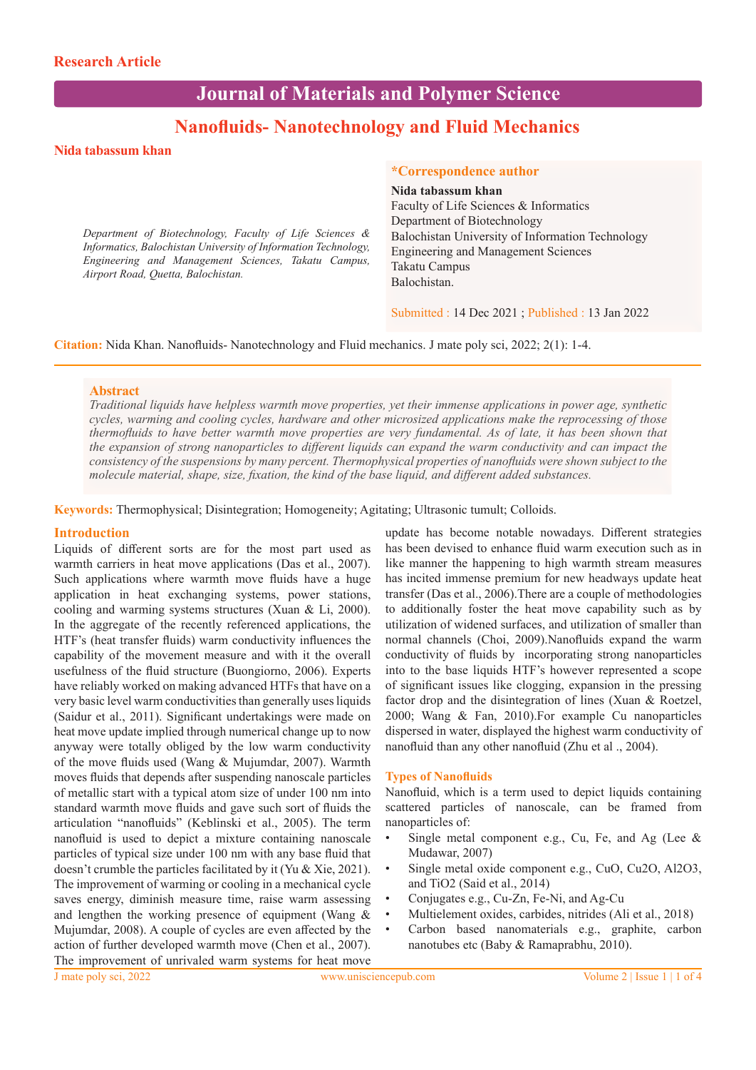Research Article

# Nanofluids- Nanotechnology and Fluid Mechanics

**Nida tabassum khan**

*Department of Biotechnology, Faculty of Life Sciences & Informatics, Balochistan University of Information Technology, Engineering and Management Sciences, Takatu Campus, Airport Road, Quetta, Balochistan.*

**\*Correspondence author**

**Nida tabassum khan**
Faculty of Life Sciences & Informatics
Department of Biotechnology
Balochistan University of Information Technology
Engineering and Management Sciences
Takatu Campus
Balochistan.

Submitted : 14 Dec 2021 ; Published : 13 Jan 2022

**Citation:** Nida Khan. Nanofluids- Nanotechnology and Fluid mechanics. J mate poly sci, 2022; 2(1): 1-4.

## Abstract

*Traditional liquids have helpless warmth move properties, yet their immense applications in power age, synthetic cycles, warming and cooling cycles, hardware and other microsized applications make the reprocessing of those thermofluids to have better warmth move properties are very fundamental. As of late, it has been shown that the expansion of strong nanoparticles to different liquids can expand the warm conductivity and can impact the consistency of the suspensions by many percent. Thermophysical properties of nanofluids were shown subject to the molecule material, shape, size, fixation, the kind of the base liquid, and different added substances.*

**Keywords:** Thermophysical; Disintegration; Homogeneity; Agitating; Ultrasonic tumult; Colloids.

## Introduction

Liquids of different sorts are for the most part used as warmth carriers in heat move applications (Das et al., 2007). Such applications where warmth move fluids have a huge application in heat exchanging systems, power stations, cooling and warming systems structures (Xuan & Li, 2000). In the aggregate of the recently referenced applications, the HTF's (heat transfer fluids) warm conductivity influences the capability of the movement measure and with it the overall usefulness of the fluid structure (Buongiorno, 2006). Experts have reliably worked on making advanced HTFs that have on a very basic level warm conductivities than generally uses liquids (Saidur et al., 2011). Significant undertakings were made on heat move update implied through numerical change up to now anyway were totally obliged by the low warm conductivity of the move fluids used (Wang & Mujumdar, 2007). Warmth moves fluids that depends after suspending nanoscale particles of metallic start with a typical atom size of under 100 nm into standard warmth move fluids and gave such sort of fluids the articulation "nanofluids" (Keblinski et al., 2005). The term nanofluid is used to depict a mixture containing nanoscale particles of typical size under 100 nm with any base fluid that doesn't crumble the particles facilitated by it (Yu & Xie, 2021). The improvement of warming or cooling in a mechanical cycle saves energy, diminish measure time, raise warm assessing and lengthen the working presence of equipment (Wang & Mujumdar, 2008). A couple of cycles are even affected by the action of further developed warmth move (Chen et al., 2007). The improvement of unrivaled warm systems for heat move update has become notable nowadays. Different strategies has been devised to enhance fluid warm execution such as in like manner the happening to high warmth stream measures has incited immense premium for new headways update heat transfer (Das et al., 2006).There are a couple of methodologies to additionally foster the heat move capability such as by utilization of widened surfaces, and utilization of smaller than normal channels (Choi, 2009).Nanofluids expand the warm conductivity of fluids by incorporating strong nanoparticles into to the base liquids HTF's however represented a scope of significant issues like clogging, expansion in the pressing factor drop and the disintegration of lines (Xuan & Roetzel, 2000; Wang & Fan, 2010).For example Cu nanoparticles dispersed in water, displayed the highest warm conductivity of nanofluid than any other nanofluid (Zhu et al ., 2004).

## Types of Nanofluids

Nanofluid, which is a term used to depict liquids containing scattered particles of nanoscale, can be framed from nanoparticles of:

- Single metal component e.g., Cu, Fe, and Ag (Lee & Mudawar, 2007)
- Single metal oxide component e.g., CuO, $Cu_2O$, $Al_2O_3$, and $TiO_2$ (Said et al., 2014)
- Conjugates e.g., Cu-Zn, Fe-Ni, and Ag-Cu
- Multielement oxides, carbides, nitrides (Ali et al., 2018)
- Carbon based nanomaterials e.g., graphite, carbon nanotubes etc (Baby & Ramaprabhu, 2010).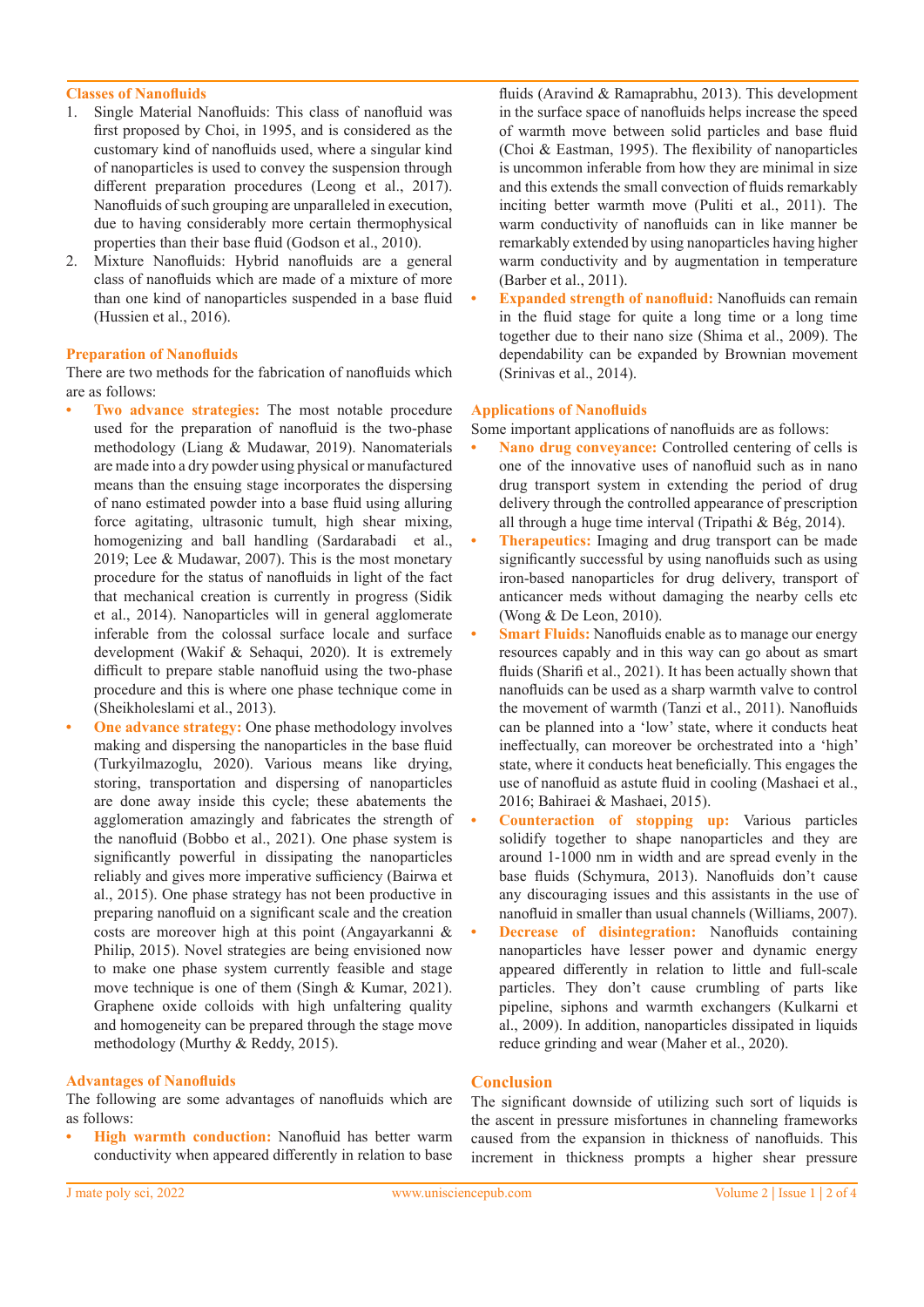## Classes of Nanofluids

1. Single Material Nanofluids: This class of nanofluid was first proposed by Choi, in 1995, and is considered as the customary kind of nanofluids used, where a singular kind of nanoparticles is used to convey the suspension through different preparation procedures (Leong et al., 2017). Nanofluids of such grouping are unparalleled in execution, due to having considerably more certain thermophysical properties than their base fluid (Godson et al., 2010).
2. Mixture Nanofluids: Hybrid nanofluids are a general class of nanofluids which are made of a mixture of more than one kind of nanoparticles suspended in a base fluid (Hussien et al., 2016).

## Preparation of Nanofluids

There are two methods for the fabrication of nanofluids which are as follows:

- **Two advance strategies:** The most notable procedure used for the preparation of nanofluid is the two-phase methodology (Liang & Mudawar, 2019). Nanomaterials are made into a dry powder using physical or manufactured means than the ensuing stage incorporates the dispersing of nano estimated powder into a base fluid using alluring force agitating, ultrasonic tumult, high shear mixing, homogenizing and ball handling (Sardarabadi et al., 2019; Lee & Mudawar, 2007). This is the most monetary procedure for the status of nanofluids in light of the fact that mechanical creation is currently in progress (Sidik et al., 2014). Nanoparticles will in general agglomerate inferable from the colossal surface locale and surface development (Wakif & Sehaqui, 2020). It is extremely difficult to prepare stable nanofluid using the two-phase procedure and this is where one phase technique come in (Sheikholeslami et al., 2013).
- **One advance strategy:** One phase methodology involves making and dispersing the nanoparticles in the base fluid (Turkyilmazoglu, 2020). Various means like drying, storing, transportation and dispersing of nanoparticles are done away inside this cycle; these abatements the agglomeration amazingly and fabricates the strength of the nanofluid (Bobbo et al., 2021). One phase system is significantly powerful in dissipating the nanoparticles reliably and gives more imperative sufficiency (Bairwa et al., 2015). One phase strategy has not been productive in preparing nanofluid on a significant scale and the creation costs are moreover high at this point (Angayarkanni & Philip, 2015). Novel strategies are being envisioned now to make one phase system currently feasible and stage move technique is one of them (Singh & Kumar, 2021). Graphene oxide colloids with high unfaltering quality and homogeneity can be prepared through the stage move methodology (Murthy & Reddy, 2015).

## Advantages of Nanofluids

The following are some advantages of nanofluids which are as follows:

- **High warmth conduction:** Nanofluid has better warm conductivity when appeared differently in relation to base fluids (Aravind & Ramaprabhu, 2013). This development in the surface space of nanofluids helps increase the speed of warmth move between solid particles and base fluid (Choi & Eastman, 1995). The flexibility of nanoparticles is uncommon inferable from how they are minimal in size and this extends the small convection of fluids remarkably inciting better warmth move (Puliti et al., 2011). The warm conductivity of nanofluids can in like manner be remarkably extended by using nanoparticles having higher warm conductivity and by augmentation in temperature (Barber et al., 2011).
- **Expanded strength of nanofluid:** Nanofluids can remain in the fluid stage for quite a long time or a long time together due to their nano size (Shima et al., 2009). The dependability can be expanded by Brownian movement (Srinivas et al., 2014).

## Applications of Nanofluids

Some important applications of nanofluids are as follows:

- **Nano drug conveyance:** Controlled centering of cells is one of the innovative uses of nanofluid such as in nano drug transport system in extending the period of drug delivery through the controlled appearance of prescription all through a huge time interval (Tripathi & Bég, 2014).
- **Therapeutics:** Imaging and drug transport can be made significantly successful by using nanofluids such as using iron-based nanoparticles for drug delivery, transport of anticancer meds without damaging the nearby cells etc (Wong & De Leon, 2010).
- **Smart Fluids:** Nanofluids enable as to manage our energy resources capably and in this way can go about as smart fluids (Sharifi et al., 2021). It has been actually shown that nanofluids can be used as a sharp warmth valve to control the movement of warmth (Tanzi et al., 2011). Nanofluids can be planned into a 'low' state, where it conducts heat ineffectually, can moreover be orchestrated into a 'high' state, where it conducts heat beneficially. This engages the use of nanofluid as astute fluid in cooling (Mashaei et al., 2016; Bahiraei & Mashaei, 2015).
- **Counteraction of stopping up:** Various particles solidify together to shape nanoparticles and they are around 1-1000 nm in width and are spread evenly in the base fluids (Schymura, 2013). Nanofluids don't cause any discouraging issues and this assistants in the use of nanofluid in smaller than usual channels (Williams, 2007).
- **Decrease of disintegration:** Nanofluids containing nanoparticles have lesser power and dynamic energy appeared differently in relation to little and full-scale particles. They don't cause crumbling of parts like pipeline, siphons and warmth exchangers (Kulkarni et al., 2009). In addition, nanoparticles dissipated in liquids reduce grinding and wear (Maher et al., 2020).

## Conclusion

The significant downside of utilizing such sort of liquids is the ascent in pressure misfortunes in channeling frameworks caused from the expansion in thickness of nanofluids. This increment in thickness prompts a higher shear pressure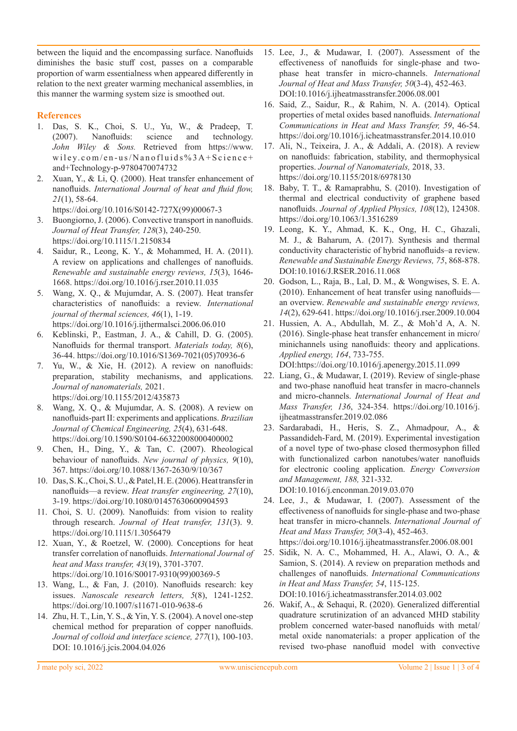between the liquid and the encompassing surface. Nanofluids diminishes the basic stuff cost, passes on a comparable proportion of warm essentialness when appeared differently in relation to the next greater warming mechanical assemblies, in this manner the warming system size is smoothed out.

## References

1. Das, S. K., Choi, S. U., Yu, W., & Pradeep, T. (2007). Nanofluids: science and technology. *John Wiley & Sons.* Retrieved from https://www.wiley.com/en-us/Nanofluids%3A+Science+and+Technology-p-9780470074732
2. Xuan, Y., & Li, Q. (2000). Heat transfer enhancement of nanofluids. *International Journal of heat and fluid flow, 21*(1), 58-64. https://doi.org/10.1016/S0142-727X(99)00067-3
3. Buongiorno, J. (2006). Convective transport in nanofluids. *Journal of Heat Transfer, 128*(3), 240-250. https://doi.org/10.1115/1.2150834
4. Saidur, R., Leong, K. Y., & Mohammed, H. A. (2011). A review on applications and challenges of nanofluids. *Renewable and sustainable energy reviews, 15*(3), 1646-1668. https://doi.org/10.1016/j.rser.2010.11.035
5. Wang, X. Q., & Mujumdar, A. S. (2007). Heat transfer characteristics of nanofluids: a review. *International journal of thermal sciences, 46*(1), 1-19. https://doi.org/10.1016/j.ijthermalsci.2006.06.010
6. Keblinski, P., Eastman, J. A., & Cahill, D. G. (2005). Nanofluids for thermal transport. *Materials today, 8*(6), 36-44. https://doi.org/10.1016/S1369-7021(05)70936-6
7. Yu, W., & Xie, H. (2012). A review on nanofluids: preparation, stability mechanisms, and applications. *Journal of nanomaterials,* 2021. https://doi.org/10.1155/2012/435873
8. Wang, X. Q., & Mujumdar, A. S. (2008). A review on nanofluids-part II: experiments and applications. *Brazilian Journal of Chemical Engineering, 25*(4), 631-648. https://doi.org/10.1590/S0104-66322008000400002
9. Chen, H., Ding, Y., & Tan, C. (2007). Rheological behaviour of nanofluids. *New journal of physics, 9*(10), 367. https://doi.org/10.1088/1367-2630/9/10/367
10. Das, S. K., Choi, S. U., & Patel, H. E. (2006). Heat transfer in nanofluids—a review. *Heat transfer engineering, 27*(10), 3-19. https://doi.org/10.1080/01457630600904593
11. Choi, S. U. (2009). Nanofluids: from vision to reality through research. *Journal of Heat transfer, 131*(3). 9. https://doi.org/10.1115/1.3056479
12. Xuan, Y., & Roetzel, W. (2000). Conceptions for heat transfer correlation of nanofluids. *International Journal of heat and Mass transfer, 43*(19), 3701-3707. https://doi.org/10.1016/S0017-9310(99)00369-5
13. Wang, L., & Fan, J. (2010). Nanofluids research: key issues. *Nanoscale research letters, 5*(8), 1241-1252. https://doi.org/10.1007/s11671-010-9638-6
14. Zhu, H. T., Lin, Y. S., & Yin, Y. S. (2004). A novel one-step chemical method for preparation of copper nanofluids. *Journal of colloid and interface science, 277*(1), 100-103. DOI: 10.1016/j.jcis.2004.04.026
15. Lee, J., & Mudawar, I. (2007). Assessment of the effectiveness of nanofluids for single-phase and two-phase heat transfer in micro-channels. *International Journal of Heat and Mass Transfer, 50*(3-4), 452-463. DOI:10.1016/j.ijheatmasstransfer.2006.08.001
16. Said, Z., Saidur, R., & Rahim, N. A. (2014). Optical properties of metal oxides based nanofluids. *International Communications in Heat and Mass Transfer, 59*, 46-54. https://doi.org/10.1016/j.icheatmasstransfer.2014.10.010
17. Ali, N., Teixeira, J. A., & Addali, A. (2018). A review on nanofluids: fabrication, stability, and thermophysical properties. *Journal of Nanomaterials,* 2018, 33. https://doi.org/10.1155/2018/6978130
18. Baby, T. T., & Ramaprabhu, S. (2010). Investigation of thermal and electrical conductivity of graphene based nanofluids. *Journal of Applied Physics, 108*(12), 124308. https://doi.org/10.1063/1.3516289
19. Leong, K. Y., Ahmad, K. K., Ong, H. C., Ghazali, M. J., & Baharum, A. (2017). Synthesis and thermal conductivity characteristic of hybrid nanofluids–a review. *Renewable and Sustainable Energy Reviews, 75*, 868-878. DOI:10.1016/J.RSER.2016.11.068
20. Godson, L., Raja, B., Lal, D. M., & Wongwises, S. E. A. (2010). Enhancement of heat transfer using nanofluids—an overview. *Renewable and sustainable energy reviews, 14*(2), 629-641. https://doi.org/10.1016/j.rser.2009.10.004
21. Hussien, A. A., Abdullah, M. Z., & Moh'd A, A. N. (2016). Single-phase heat transfer enhancement in micro/minichannels using nanofluids: theory and applications. *Applied energy, 164*, 733-755. DOI:https://doi.org/10.1016/j.apenergy.2015.11.099
22. Liang, G., & Mudawar, I. (2019). Review of single-phase and two-phase nanofluid heat transfer in macro-channels and micro-channels. *International Journal of Heat and Mass Transfer, 136*, 324-354. https://doi.org/10.1016/j.ijheatmasstransfer.2019.02.086
23. Sardarabadi, H., Heris, S. Z., Ahmadpour, A., & Passandideh-Fard, M. (2019). Experimental investigation of a novel type of two-phase closed thermosyphon filled with functionalized carbon nanotubes/water nanofluids for electronic cooling application. *Energy Conversion and Management, 188,* 321-332. DOI:10.1016/j.enconman.2019.03.070
24. Lee, J., & Mudawar, I. (2007). Assessment of the effectiveness of nanofluids for single-phase and two-phase heat transfer in micro-channels. *International Journal of Heat and Mass Transfer, 50*(3-4), 452-463. https://doi.org/10.1016/j.ijheatmasstransfer.2006.08.001
25. Sidik, N. A. C., Mohammed, H. A., Alawi, O. A., & Samion, S. (2014). A review on preparation methods and challenges of nanofluids. *International Communications in Heat and Mass Transfer, 54*, 115-125. DOI:10.1016/j.icheatmasstransfer.2014.03.002
26. Wakif, A., & Sehaqui, R. (2020). Generalized differential quadrature scrutinization of an advanced MHD stability problem concerned water-based nanofluids with metal/metal oxide nanomaterials: a proper application of the revised two-phase nanofluid model with convective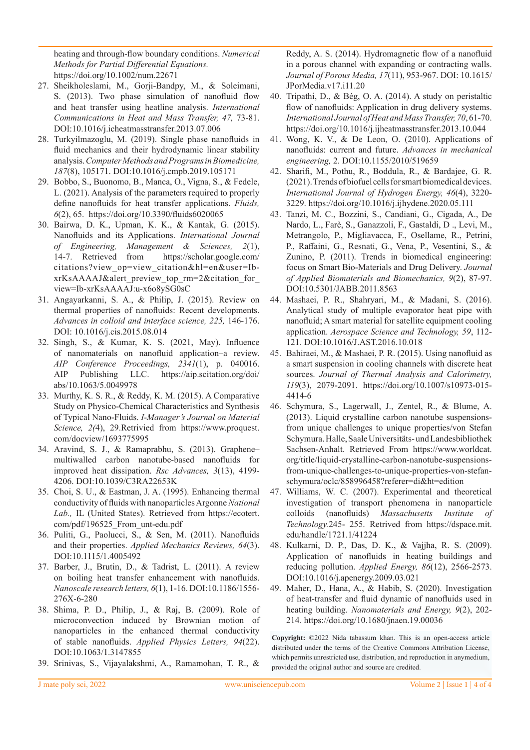heating and through-flow boundary conditions. *Numerical Methods for Partial Differential Equations.* https://doi.org/10.1002/num.22671

27. Sheikholeslami, M., Gorji-Bandpy, M., & Soleimani, S. (2013). Two phase simulation of nanofluid flow and heat transfer using heatline analysis. *International Communications in Heat and Mass Transfer, 47,* 73-81. DOI:10.1016/j.icheatmasstransfer.2013.07.006
28. Turkyilmazoglu, M. (2019). Single phase nanofluids in fluid mechanics and their hydrodynamic linear stability analysis. *Computer Methods and Programs in Biomedicine, 187*(8), 105171. DOI:10.1016/j.cmpb.2019.105171
29. Bobbo, S., Buonomo, B., Manca, O., Vigna, S., & Fedele, L. (2021). Analysis of the parameters required to properly define nanofluids for heat transfer applications. *Fluids, 6*(2), 65. https://doi.org/10.3390/fluids6020065
30. Bairwa, D. K., Upman, K. K., & Kantak, G. (2015). Nanofluids and its Applications. *International Journal of Engineering, Management & Sciences, 2*(1), 14-7. Retrieved from https://scholar.google.com/citations?view_op=view_citation&hl=en&user=Ib-xrKsAAAAJ&alert_preview_top_rm=2&citation_for_view=Ib-xrKsAAAAJ:u-x6o8ySG0sC
31. Angayarkanni, S. A., & Philip, J. (2015). Review on thermal properties of nanofluids: Recent developments. *Advances in colloid and interface science, 225,* 146-176. DOI: 10.1016/j.cis.2015.08.014
32. Singh, S., & Kumar, K. S. (2021, May). Influence of nanomaterials on nanofluid application–a review. *AIP Conference Proceedings, 2341*(1), p. 040016. AIP Publishing LLC. https://aip.scitation.org/doi/abs/10.1063/5.0049978
33. Murthy, K. S. R., & Reddy, K. M. (2015). A Comparative Study on Physico-Chemical Characteristics and Synthesis of Typical Nano-Fluids. *I-Manager's Journal on Material Science, 2(*4), 29.Retrivied from https://www.proquest.com/docview/1693775995
34. Aravind, S. J., & Ramaprabhu, S. (2013). Graphene–multiwalled carbon nanotube-based nanofluids for improved heat dissipation. *Rsc Advances, 3*(13), 4199-4206. DOI:10.1039/C3RA22653K
35. Choi, S. U., & Eastman, J. A. (1995). Enhancing thermal conductivity of fluids with nanoparticles Argonne *National Lab.,* IL (United States). Retrieved from https://ecotert.com/pdf/196525_From_unt-edu.pdf
36. Puliti, G., Paolucci, S., & Sen, M. (2011). Nanofluids and their properties. *Applied Mechanics Reviews, 64*(3). DOI:10.1115/1.4005492
37. Barber, J., Brutin, D., & Tadrist, L. (2011). A review on boiling heat transfer enhancement with nanofluids. *Nanoscale research letters, 6*(1), 1-16. DOI:10.1186/1556-276X-6-280
38. Shima, P. D., Philip, J., & Raj, B. (2009). Role of microconvection induced by Brownian motion of nanoparticles in the enhanced thermal conductivity of stable nanofluids. *Applied Physics Letters, 94*(22). DOI:10.1063/1.3147855
39. Srinivas, S., Vijayalakshmi, A., Ramamohan, T. R., & Reddy, A. S. (2014). Hydromagnetic flow of a nanofluid in a porous channel with expanding or contracting walls. *Journal of Porous Media, 17*(11), 953-967. DOI: 10.1615/JPorMedia.v17.i11.20
40. Tripathi, D., & Bég, O. A. (2014). A study on peristaltic flow of nanofluids: Application in drug delivery systems. *International Journal of Heat and Mass Transfer, 70*, 61-70. https://doi.org/10.1016/j.ijheatmasstransfer.2013.10.044
41. Wong, K. V., & De Leon, O. (2010). Applications of nanofluids: current and future. *Advances in mechanical engineering,* 2. DOI:10.1155/2010/519659
42. Sharifi, M., Pothu, R., Boddula, R., & Bardajee, G. R. (2021). Trends of biofuel cells for smart biomedical devices. *International Journal of Hydrogen Energy, 46*(4), 3220-3229. https://doi.org/10.1016/j.ijhydene.2020.05.111
43. Tanzi, M. C., Bozzini, S., Candiani, G., Cigada, A., De Nardo, L., Farè, S., Ganazzoli, F., Gastaldi, D ., Levi, M., Metrangolo, P., Migliavacca, F., Osellame, R., Petrini, P., Raffaini, G., Resnati, G., Vena, P., Vesentini, S., & Zunino, P. (2011). Trends in biomedical engineering: focus on Smart Bio-Materials and Drug Delivery. *Journal of Applied Biomaterials and Biomechanics, 9*(2), 87-97. DOI:10.5301/JABB.2011.8563
44. Mashaei, P. R., Shahryari, M., & Madani, S. (2016). Analytical study of multiple evaporator heat pipe with nanofluid; A smart material for satellite equipment cooling application. *Aerospace Science and Technology, 59*, 112-121. DOI:10.1016/J.AST.2016.10.018
45. Bahiraei, M., & Mashaei, P. R. (2015). Using nanofluid as a smart suspension in cooling channels with discrete heat sources. *Journal of Thermal Analysis and Calorimetry, 119*(3), 2079-2091. https://doi.org/10.1007/s10973-015-4414-6
46. Schymura, S., Lagerwall, J., Zentel, R., & Blume, A. (2013). Liquid crystalline carbon nanotube suspensions-from unique challenges to unique properties/von Stefan Schymura. Halle, Saale Universitäts- und Landesbibliothek Sachsen-Anhalt. Retrieved From https://www.worldcat.org/title/liquid-crystalline-carbon-nanotube-suspensions-from-unique-challenges-to-unique-properties-von-stefan-schymura/oclc/858996458?referer=di&ht=edition
47. Williams, W. C. (2007). Experimental and theoretical investigation of transport phenomena in nanoparticle colloids (nanofluids) *Massachusetts Institute of Technology.*245- 255. Retrived from https://dspace.mit.edu/handle/1721.1/41224
48. Kulkarni, D. P., Das, D. K., & Vajjha, R. S. (2009). Application of nanofluids in heating buildings and reducing pollution. *Applied Energy, 86*(12), 2566-2573. DOI:10.1016/j.apenergy.2009.03.021
49. Maher, D., Hana, A., & Habib, S. (2020). Investigation of heat-transfer and fluid dynamic of nanofluids used in heating building. *Nanomaterials and Energy, 9*(2), 202-214. https://doi.org/10.1680/jnaen.19.00036

**Copyright:** ©2022 Nida tabassum khan. This is an open-access article distributed under the terms of the Creative Commons Attribution License, which permits unrestricted use, distribution, and reproduction in anymedium, provided the original author and source are credited.